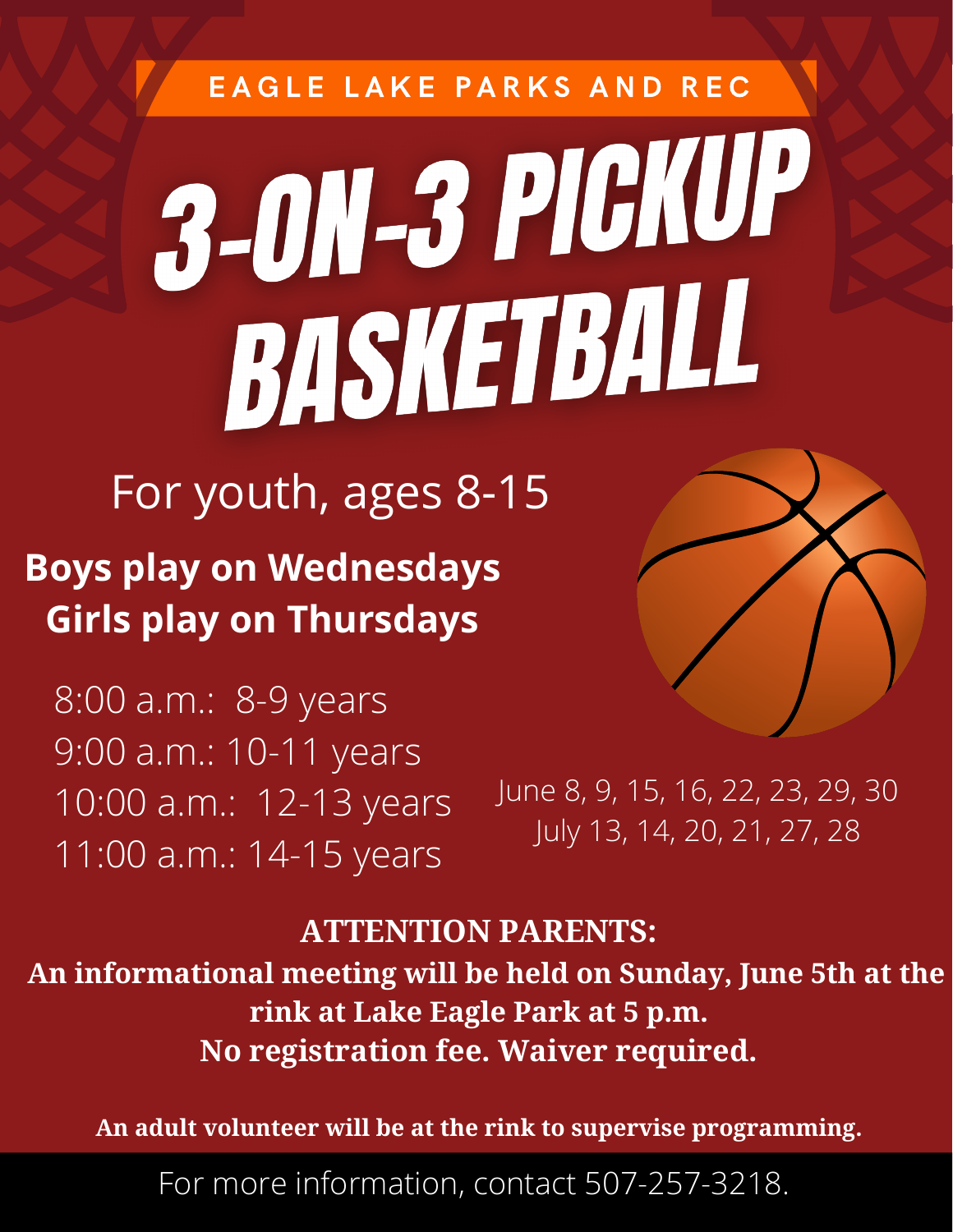EAGLE LAKE PARKS AND REC

# 3-ON-3 PICKUP BASKETBALL

For youth, ages 8-15

**Boys play on Wednesdays**
**Girls play on Thursdays**

8:00 a.m.: 8-9 years
9:00 a.m.: 10-11 years
10:00 a.m.: 12-13 years
11:00 a.m.: 14-15 years

June 8, 9, 15, 16, 22, 23, 29, 30
July 13, 14, 20, 21, 27, 28

**ATTENTION PARENTS:**

**An informational meeting will be held on Sunday, June 5th at the rink at Lake Eagle Park at 5 p.m.**
**No registration fee. Waiver required.**

**An adult volunteer will be at the rink to supervise programming.**

For more information, contact 507-257-3218.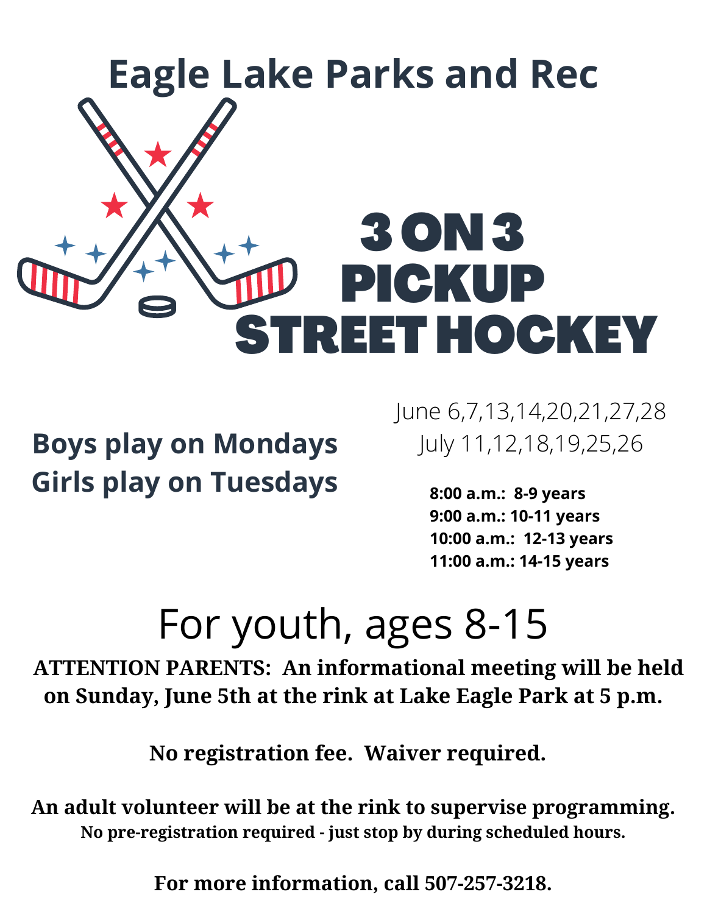# Eagle Lake Parks and Rec

# 3 ON 3 PICKUP STREET HOCKEY

**Boys play on Mondays**
**Girls play on Tuesdays**

June 6,7,13,14,20,21,27,28
July 11,12,18,19,25,26

**8:00 a.m.: 8-9 years**
**9:00 a.m.: 10-11 years**
**10:00 a.m.: 12-13 years**
**11:00 a.m.: 14-15 years**

## For youth, ages 8-15

**ATTENTION PARENTS: An informational meeting will be held on Sunday, June 5th at the rink at Lake Eagle Park at 5 p.m.**

**No registration fee. Waiver required.**

**An adult volunteer will be at the rink to supervise programming.**
**No pre-registration required - just stop by during scheduled hours.**

**For more information, call 507-257-3218.**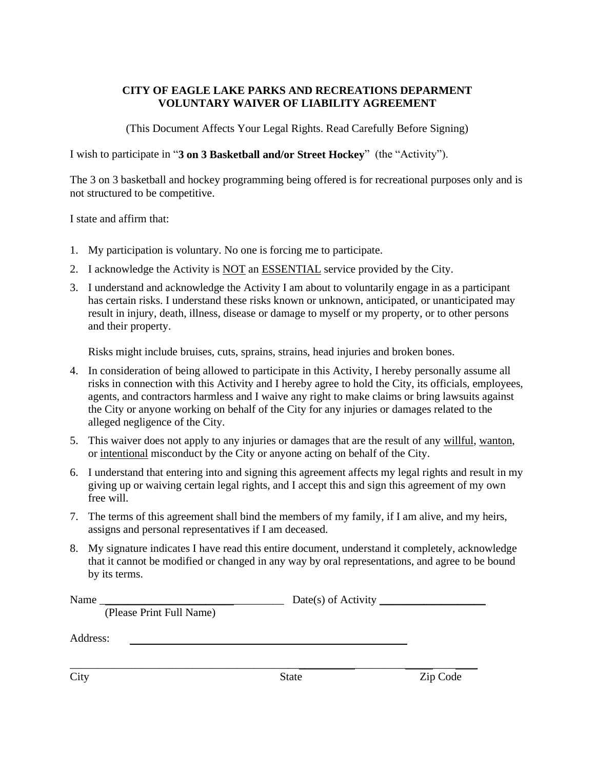**CITY OF EAGLE LAKE PARKS AND RECREATIONS DEPARMENT**
**VOLUNTARY WAIVER OF LIABILITY AGREEMENT**

(This Document Affects Your Legal Rights. Read Carefully Before Signing)

I wish to participate in "**3 on 3 Basketball and/or Street Hockey**" (the "Activity").

The 3 on 3 basketball and hockey programming being offered is for recreational purposes only and is not structured to be competitive.

I state and affirm that:

1. My participation is voluntary. No one is forcing me to participate.
2. I acknowledge the Activity is <u>NOT</u> an <u>ESSENTIAL</u> service provided by the City.
3. I understand and acknowledge the Activity I am about to voluntarily engage in as a participant has certain risks. I understand these risks known or unknown, anticipated, or unanticipated may result in injury, death, illness, disease or damage to myself or my property, or to other persons and their property.

   Risks might include bruises, cuts, sprains, strains, head injuries and broken bones.

4. In consideration of being allowed to participate in this Activity, I hereby personally assume all risks in connection with this Activity and I hereby agree to hold the City, its officials, employees, agents, and contractors harmless and I waive any right to make claims or bring lawsuits against the City or anyone working on behalf of the City for any injuries or damages related to the alleged negligence of the City.
5. This waiver does not apply to any injuries or damages that are the result of any <u>willful</u>, <u>wanton</u>, or <u>intentional</u> misconduct by the City or anyone acting on behalf of the City.
6. I understand that entering into and signing this agreement affects my legal rights and result in my giving up or waiving certain legal rights, and I accept this and sign this agreement of my own free will.
7. The terms of this agreement shall bind the members of my family, if I am alive, and my heirs, assigns and personal representatives if I am deceased.
8. My signature indicates I have read this entire document, understand it completely, acknowledge that it cannot be modified or changed in any way by oral representations, and agree to be bound by its terms.

Name ___________________________________ Date(s) of Activity ___________________
(Please Print Full Name)

Address: ________________________________________________

________________________________________ __________ __________
City State Zip Code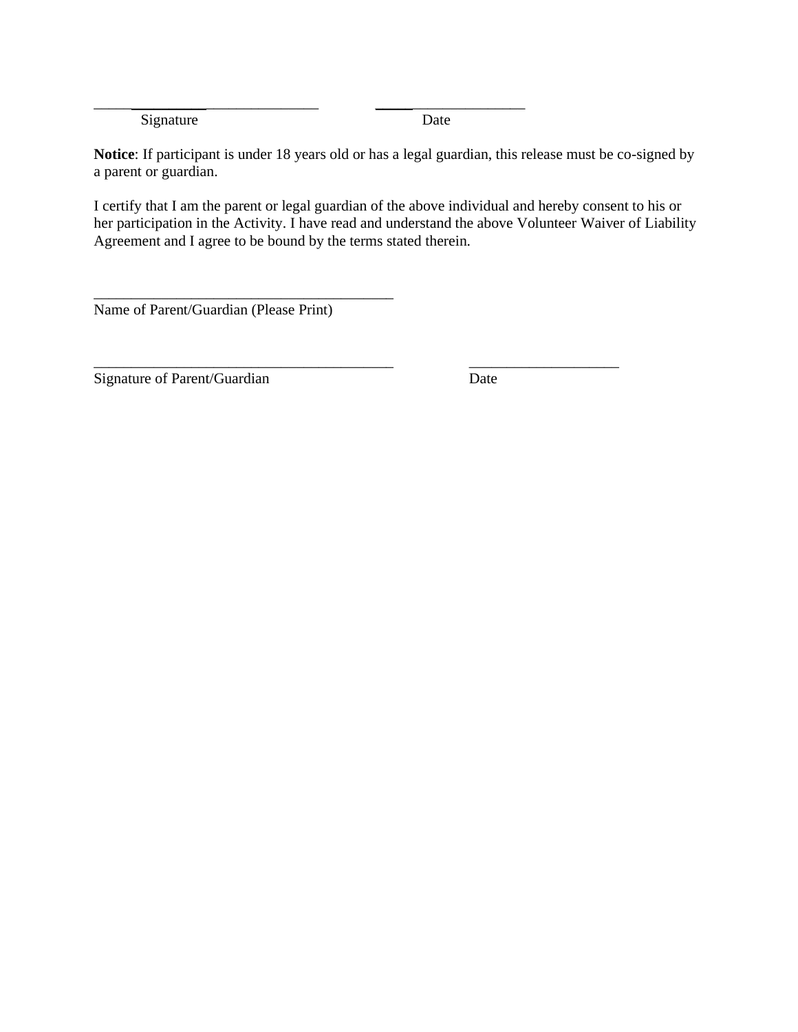______________________________ ____________________

Signature Date

**Notice**: If participant is under 18 years old or has a legal guardian, this release must be co-signed by a parent or guardian.

I certify that I am the parent or legal guardian of the above individual and hereby consent to his or her participation in the Activity. I have read and understand the above Volunteer Waiver of Liability Agreement and I agree to be bound by the terms stated therein.

________________________________________

Name of Parent/Guardian (Please Print)

________________________________________ ____________________

Signature of Parent/Guardian Date